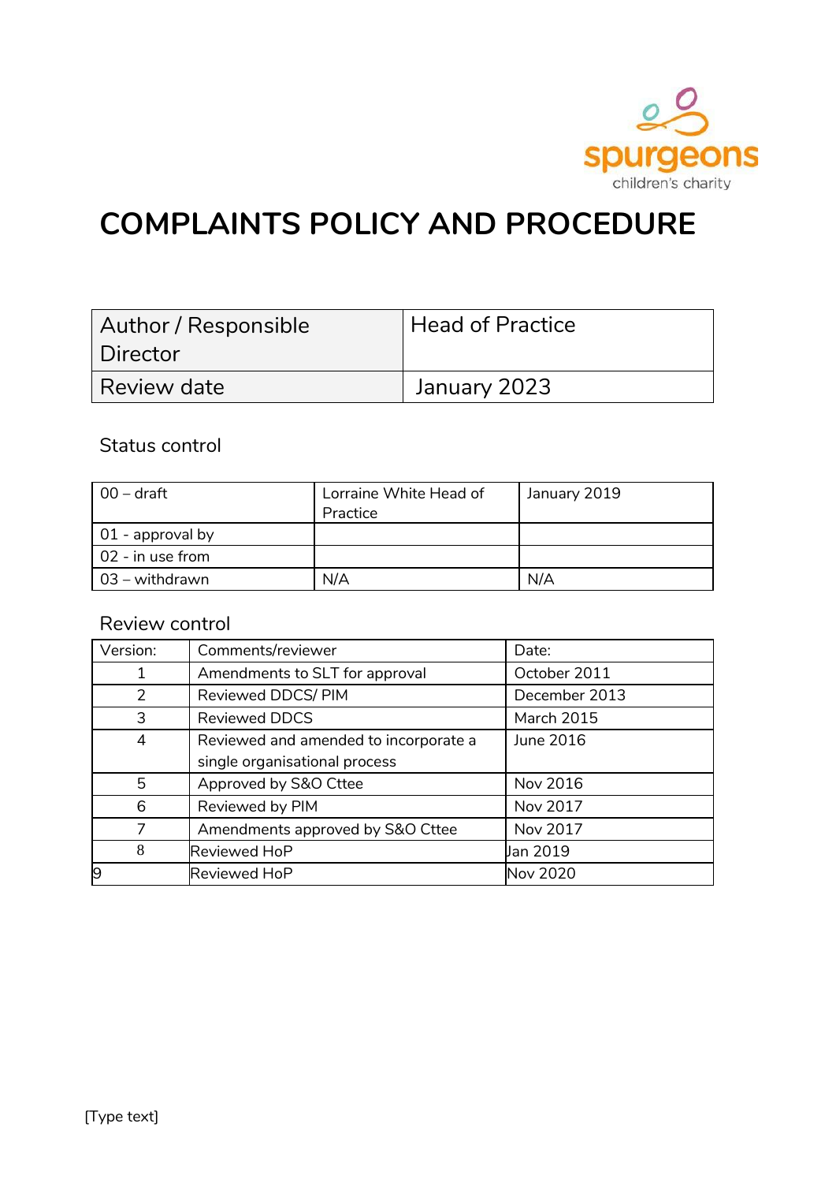spurgeons children's charity

# COMPLAINTS POLICY AND PROCEDURE

| | |
|---|---|
| Author / Responsible Director | Head of Practice |
| Review date | January 2023 |

Status control

| | | |
|---|---|---|
| 00 – draft | Lorraine White Head of Practice | January 2019 |
| 01 - approval by | | |
| 02 - in use from | | |
| 03 – withdrawn | N/A | N/A |

Review control

| Version: | Comments/reviewer | Date: |
|---|---|---|
| 1 | Amendments to SLT for approval | October 2011 |
| 2 | Reviewed DDCS/ PIM | December 2013 |
| 3 | Reviewed DDCS | March 2015 |
| 4 | Reviewed and amended to incorporate a single organisational process | June 2016 |
| 5 | Approved by S&O Cttee | Nov 2016 |
| 6 | Reviewed by PIM | Nov 2017 |
| 7 | Amendments approved by S&O Cttee | Nov 2017 |
| 8 | Reviewed HoP | Jan 2019 |
| 9 | Reviewed HoP | Nov 2020 |

[Type text]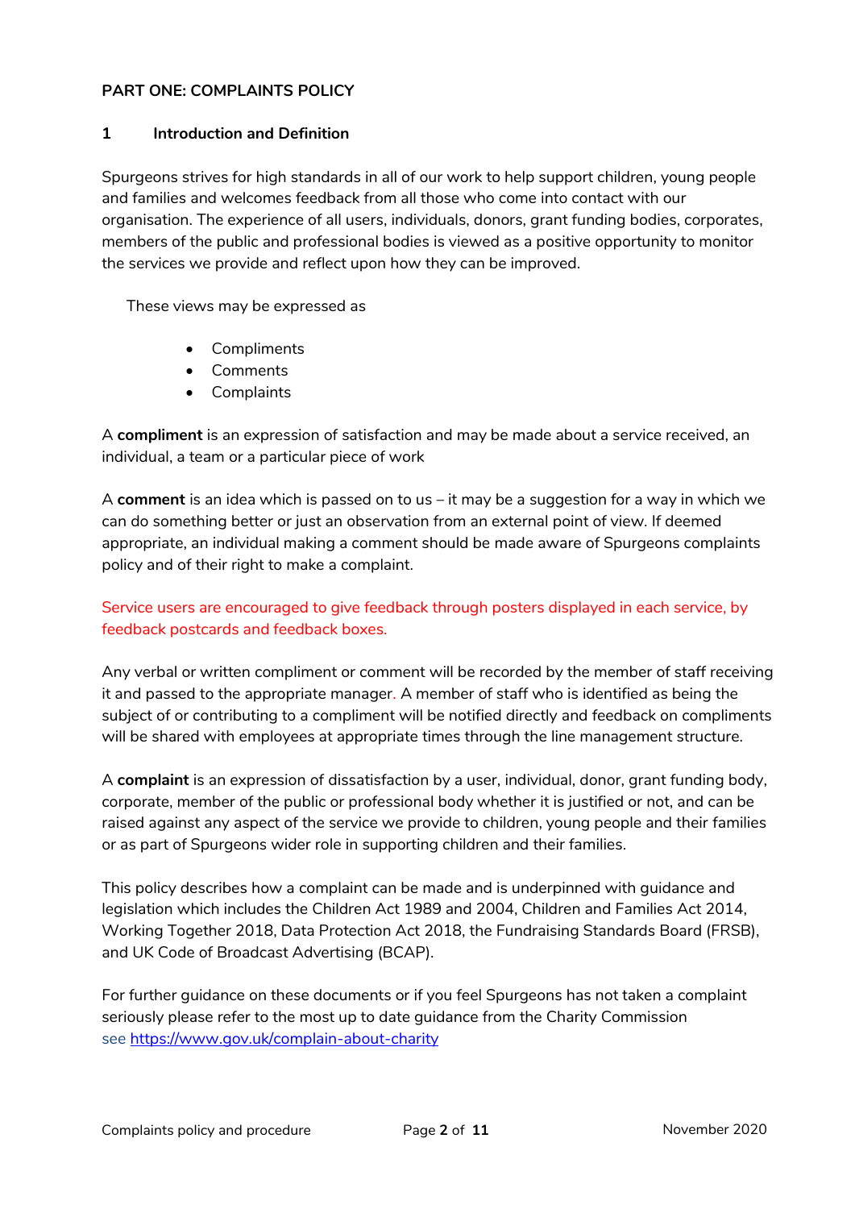**PART ONE: COMPLAINTS POLICY**

## 1 Introduction and Definition

Spurgeons strives for high standards in all of our work to help support children, young people and families and welcomes feedback from all those who come into contact with our organisation. The experience of all users, individuals, donors, grant funding bodies, corporates, members of the public and professional bodies is viewed as a positive opportunity to monitor the services we provide and reflect upon how they can be improved.

These views may be expressed as

- Compliments
- Comments
- Complaints

A **compliment** is an expression of satisfaction and may be made about a service received, an individual, a team or a particular piece of work

A **comment** is an idea which is passed on to us – it may be a suggestion for a way in which we can do something better or just an observation from an external point of view. If deemed appropriate, an individual making a comment should be made aware of Spurgeons complaints policy and of their right to make a complaint.

Service users are encouraged to give feedback through posters displayed in each service, by feedback postcards and feedback boxes.

Any verbal or written compliment or comment will be recorded by the member of staff receiving it and passed to the appropriate manager. A member of staff who is identified as being the subject of or contributing to a compliment will be notified directly and feedback on compliments will be shared with employees at appropriate times through the line management structure.

A **complaint** is an expression of dissatisfaction by a user, individual, donor, grant funding body, corporate, member of the public or professional body whether it is justified or not, and can be raised against any aspect of the service we provide to children, young people and their families or as part of Spurgeons wider role in supporting children and their families.

This policy describes how a complaint can be made and is underpinned with guidance and legislation which includes the Children Act 1989 and 2004, Children and Families Act 2014, Working Together 2018, Data Protection Act 2018, the Fundraising Standards Board (FRSB), and UK Code of Broadcast Advertising (BCAP).

For further guidance on these documents or if you feel Spurgeons has not taken a complaint seriously please refer to the most up to date guidance from the Charity Commission see https://www.gov.uk/complain-about-charity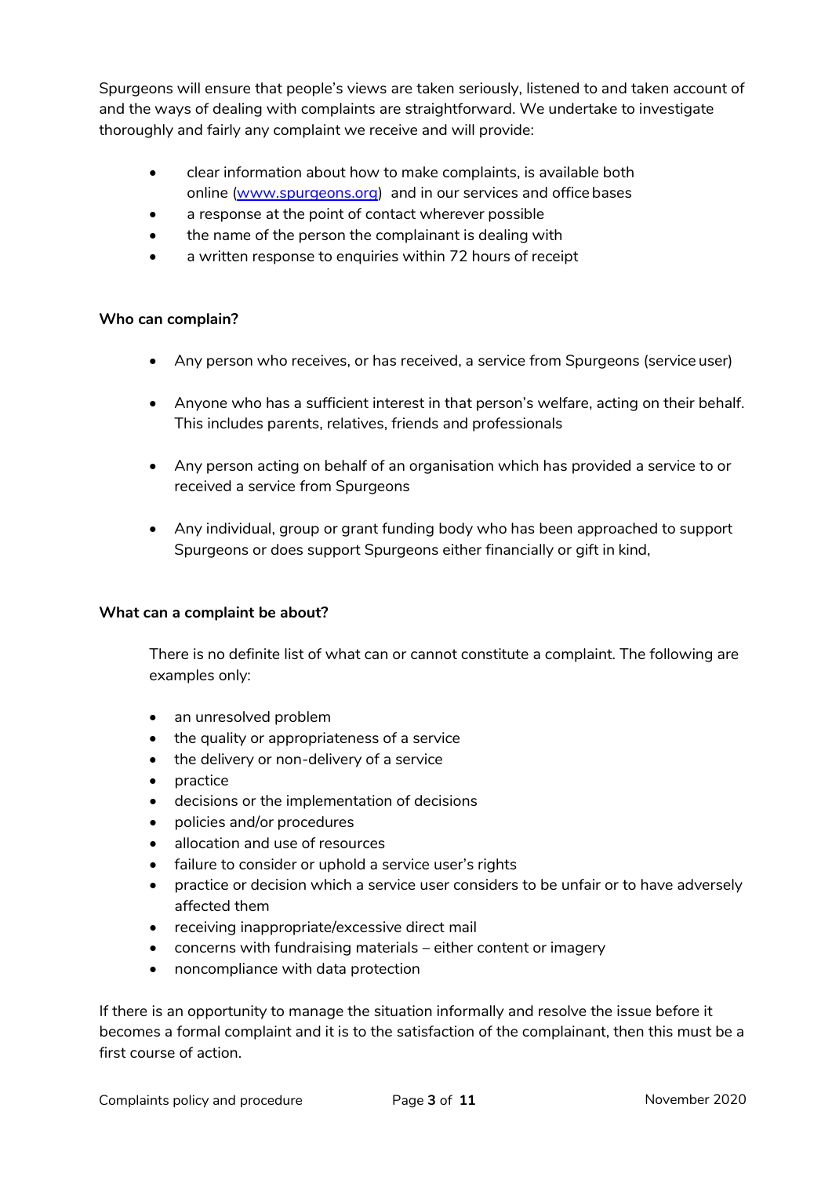Spurgeons will ensure that people's views are taken seriously, listened to and taken account of and the ways of dealing with complaints are straightforward. We undertake to investigate thoroughly and fairly any complaint we receive and will provide:

- clear information about how to make complaints, is available both online ([www.spurgeons.org](www.spurgeons.org)) and in our services and office bases
- a response at the point of contact wherever possible
- the name of the person the complainant is dealing with
- a written response to enquiries within 72 hours of receipt

**Who can complain?**

- Any person who receives, or has received, a service from Spurgeons (service user)
- Anyone who has a sufficient interest in that person's welfare, acting on their behalf. This includes parents, relatives, friends and professionals
- Any person acting on behalf of an organisation which has provided a service to or received a service from Spurgeons
- Any individual, group or grant funding body who has been approached to support Spurgeons or does support Spurgeons either financially or gift in kind,

**What can a complaint be about?**

There is no definite list of what can or cannot constitute a complaint. The following are examples only:

- an unresolved problem
- the quality or appropriateness of a service
- the delivery or non-delivery of a service
- practice
- decisions or the implementation of decisions
- policies and/or procedures
- allocation and use of resources
- failure to consider or uphold a service user's rights
- practice or decision which a service user considers to be unfair or to have adversely affected them
- receiving inappropriate/excessive direct mail
- concerns with fundraising materials – either content or imagery
- noncompliance with data protection

If there is an opportunity to manage the situation informally and resolve the issue before it becomes a formal complaint and it is to the satisfaction of the complainant, then this must be a first course of action.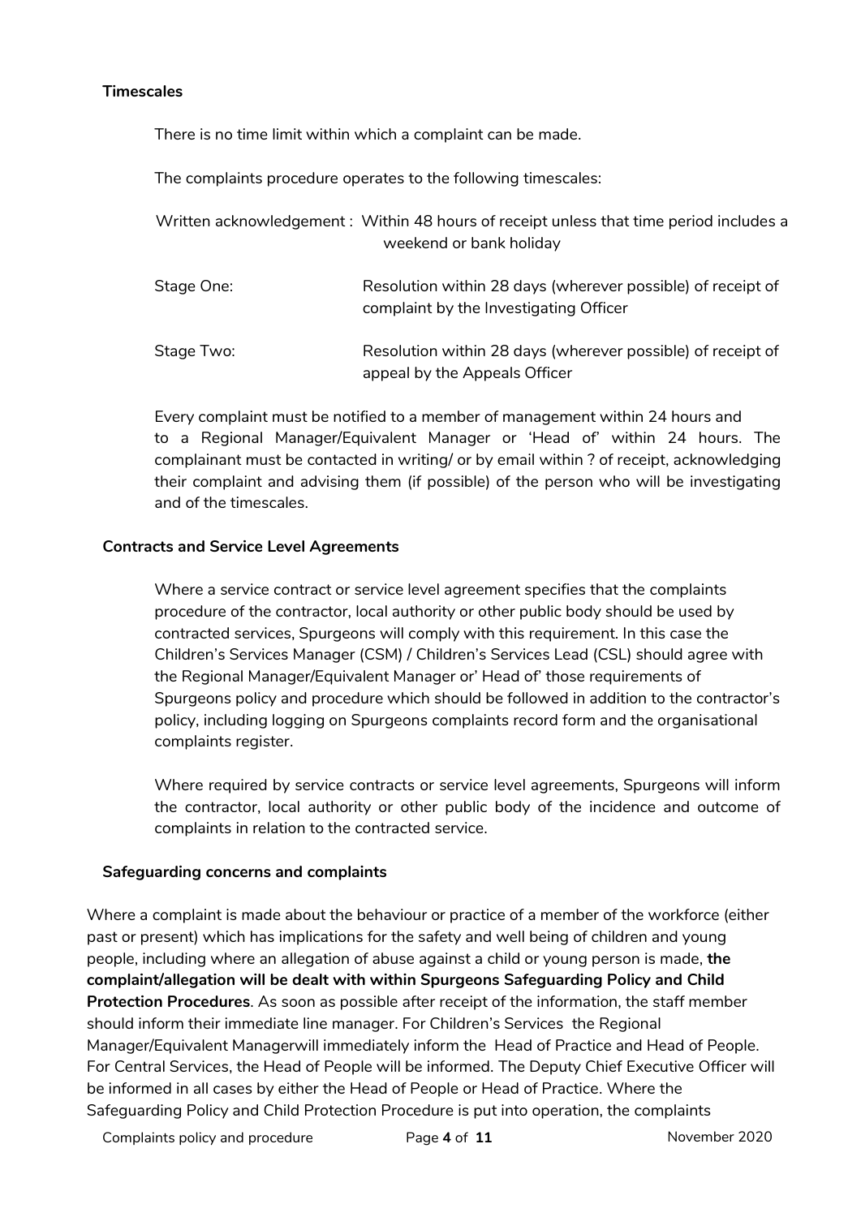**Timescales**

There is no time limit within which a complaint can be made.

The complaints procedure operates to the following timescales:

| | |
|---|---|
| Written acknowledgement : | Within 48 hours of receipt unless that time period includes a weekend or bank holiday |
| Stage One: | Resolution within 28 days (wherever possible) of receipt of complaint by the Investigating Officer |
| Stage Two: | Resolution within 28 days (wherever possible) of receipt of appeal by the Appeals Officer |

Every complaint must be notified to a member of management within 24 hours and to a Regional Manager/Equivalent Manager or 'Head of' within 24 hours. The complainant must be contacted in writing/ or by email within ? of receipt, acknowledging their complaint and advising them (if possible) of the person who will be investigating and of the timescales.

**Contracts and Service Level Agreements**

Where a service contract or service level agreement specifies that the complaints procedure of the contractor, local authority or other public body should be used by contracted services, Spurgeons will comply with this requirement. In this case the Children's Services Manager (CSM) / Children's Services Lead (CSL) should agree with the Regional Manager/Equivalent Manager or' Head of' those requirements of Spurgeons policy and procedure which should be followed in addition to the contractor's policy, including logging on Spurgeons complaints record form and the organisational complaints register.

Where required by service contracts or service level agreements, Spurgeons will inform the contractor, local authority or other public body of the incidence and outcome of complaints in relation to the contracted service.

**Safeguarding concerns and complaints**

Where a complaint is made about the behaviour or practice of a member of the workforce (either past or present) which has implications for the safety and well being of children and young people, including where an allegation of abuse against a child or young person is made, **the complaint/allegation will be dealt with within Spurgeons Safeguarding Policy and Child Protection Procedures**. As soon as possible after receipt of the information, the staff member should inform their immediate line manager. For Children's Services the Regional Manager/Equivalent Managerwill immediately inform the Head of Practice and Head of People. For Central Services, the Head of People will be informed. The Deputy Chief Executive Officer will be informed in all cases by either the Head of People or Head of Practice. Where the Safeguarding Policy and Child Protection Procedure is put into operation, the complaints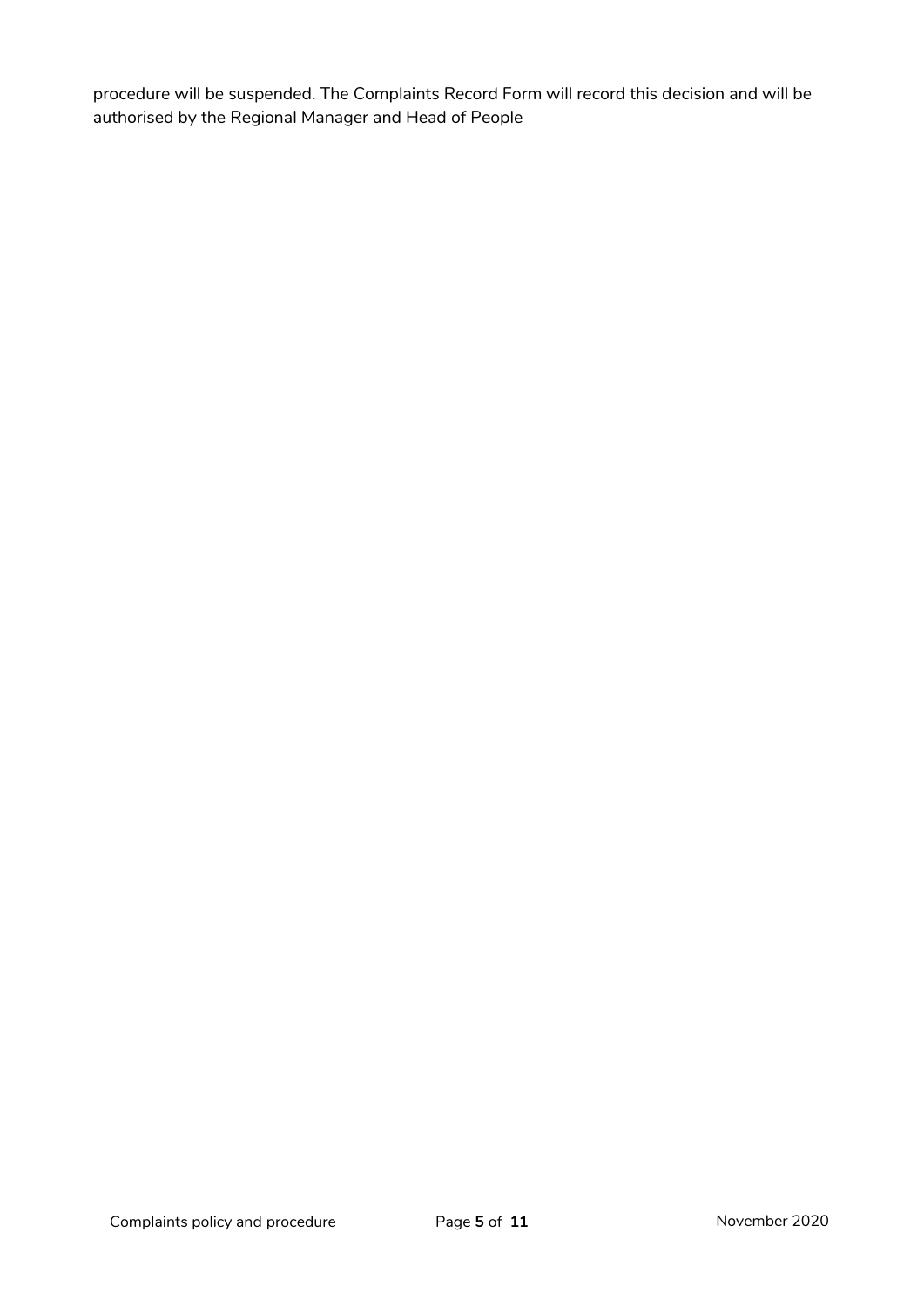procedure will be suspended. The Complaints Record Form will record this decision and will be authorised by the Regional Manager and Head of People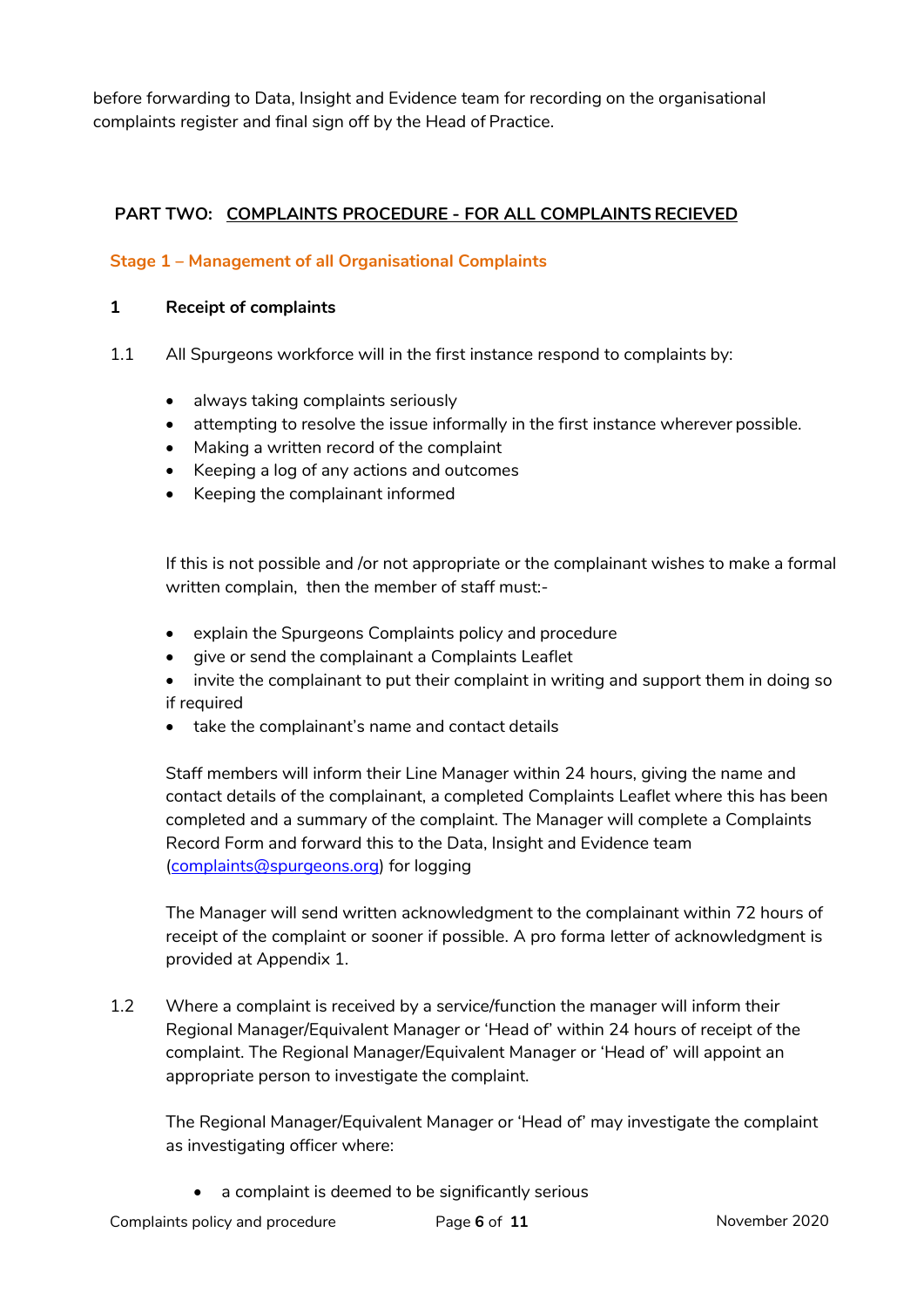before forwarding to Data, Insight and Evidence team for recording on the organisational complaints register and final sign off by the Head of Practice.

## PART TWO: COMPLAINTS PROCEDURE - FOR ALL COMPLAINTS RECIEVED

### Stage 1 – Management of all Organisational Complaints

**1 Receipt of complaints**

1.1 All Spurgeons workforce will in the first instance respond to complaints by:

- always taking complaints seriously
- attempting to resolve the issue informally in the first instance wherever possible.
- Making a written record of the complaint
- Keeping a log of any actions and outcomes
- Keeping the complainant informed

If this is not possible and /or not appropriate or the complainant wishes to make a formal written complain, then the member of staff must:-

- explain the Spurgeons Complaints policy and procedure
- give or send the complainant a Complaints Leaflet
- invite the complainant to put their complaint in writing and support them in doing so if required
- take the complainant's name and contact details

Staff members will inform their Line Manager within 24 hours, giving the name and contact details of the complainant, a completed Complaints Leaflet where this has been completed and a summary of the complaint. The Manager will complete a Complaints Record Form and forward this to the Data, Insight and Evidence team (complaints@spurgeons.org) for logging

The Manager will send written acknowledgment to the complainant within 72 hours of receipt of the complaint or sooner if possible. A pro forma letter of acknowledgment is provided at Appendix 1.

1.2 Where a complaint is received by a service/function the manager will inform their Regional Manager/Equivalent Manager or 'Head of' within 24 hours of receipt of the complaint. The Regional Manager/Equivalent Manager or 'Head of' will appoint an appropriate person to investigate the complaint.

The Regional Manager/Equivalent Manager or 'Head of' may investigate the complaint as investigating officer where:

- a complaint is deemed to be significantly serious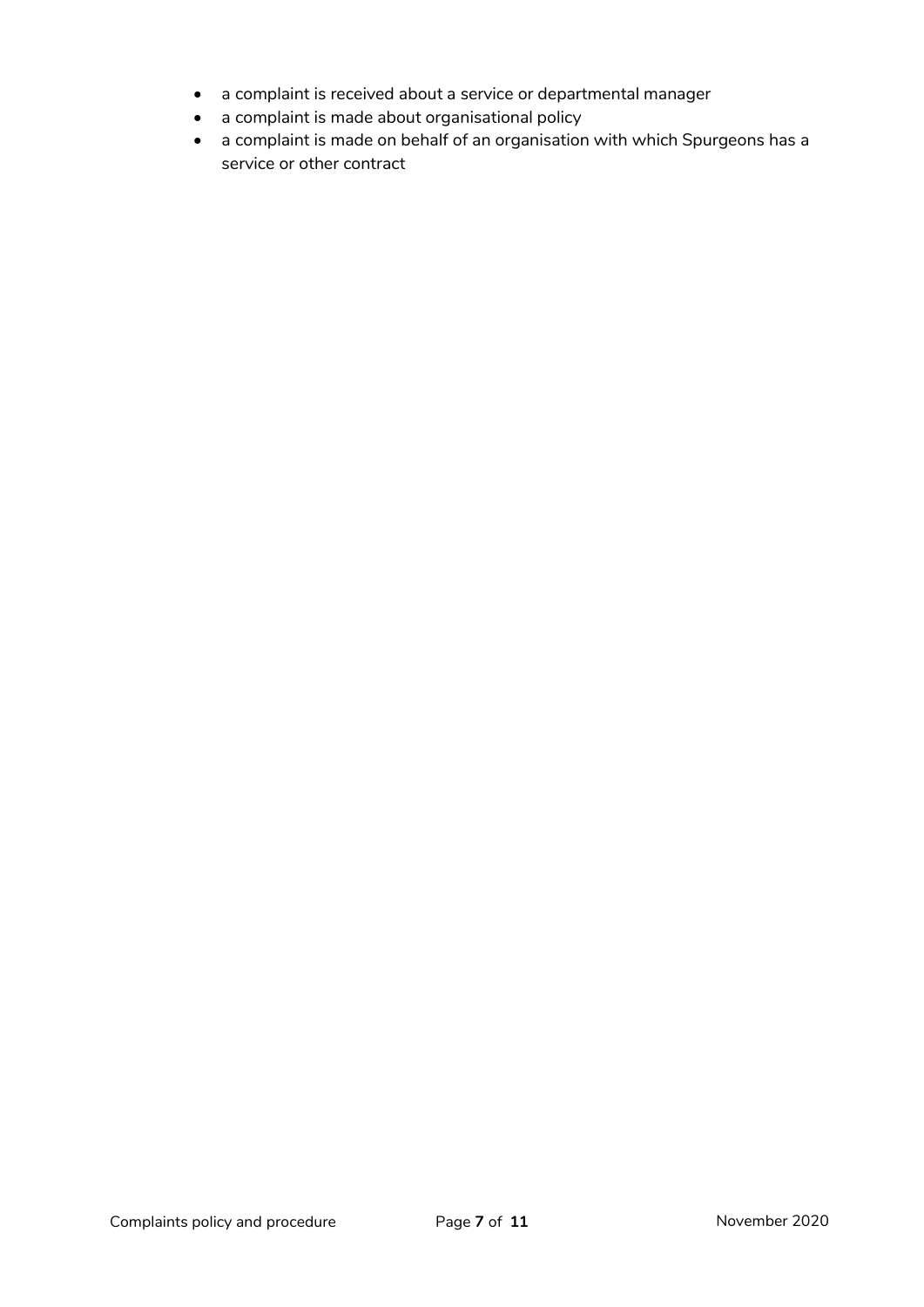- a complaint is received about a service or departmental manager
- a complaint is made about organisational policy
- a complaint is made on behalf of an organisation with which Spurgeons has a service or other contract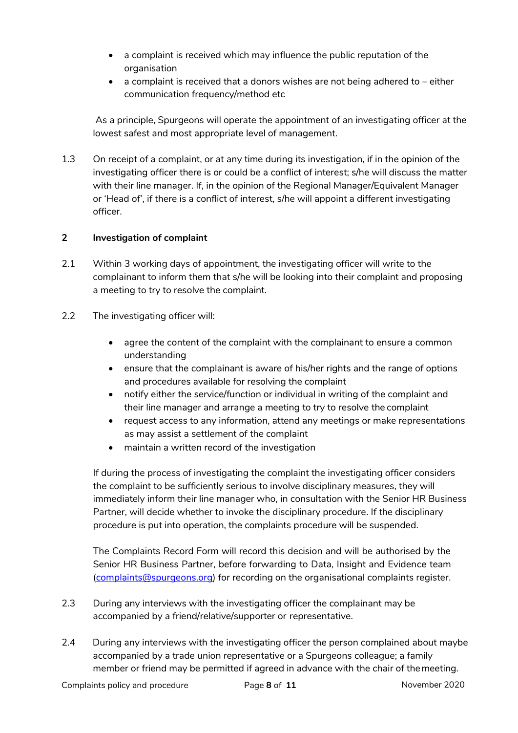- a complaint is received which may influence the public reputation of the organisation
- a complaint is received that a donors wishes are not being adhered to – either communication frequency/method etc

As a principle, Spurgeons will operate the appointment of an investigating officer at the lowest safest and most appropriate level of management.

1.3 On receipt of a complaint, or at any time during its investigation, if in the opinion of the investigating officer there is or could be a conflict of interest; s/he will discuss the matter with their line manager. If, in the opinion of the Regional Manager/Equivalent Manager or 'Head of', if there is a conflict of interest, s/he will appoint a different investigating officer.

## 2 Investigation of complaint

2.1 Within 3 working days of appointment, the investigating officer will write to the complainant to inform them that s/he will be looking into their complaint and proposing a meeting to try to resolve the complaint.

2.2 The investigating officer will:

- agree the content of the complaint with the complainant to ensure a common understanding
- ensure that the complainant is aware of his/her rights and the range of options and procedures available for resolving the complaint
- notify either the service/function or individual in writing of the complaint and their line manager and arrange a meeting to try to resolve the complaint
- request access to any information, attend any meetings or make representations as may assist a settlement of the complaint
- maintain a written record of the investigation

If during the process of investigating the complaint the investigating officer considers the complaint to be sufficiently serious to involve disciplinary measures, they will immediately inform their line manager who, in consultation with the Senior HR Business Partner, will decide whether to invoke the disciplinary procedure. If the disciplinary procedure is put into operation, the complaints procedure will be suspended.

The Complaints Record Form will record this decision and will be authorised by the Senior HR Business Partner, before forwarding to Data, Insight and Evidence team (complaints@spurgeons.org) for recording on the organisational complaints register.

2.3 During any interviews with the investigating officer the complainant may be accompanied by a friend/relative/supporter or representative.

2.4 During any interviews with the investigating officer the person complained about maybe accompanied by a trade union representative or a Spurgeons colleague; a family member or friend may be permitted if agreed in advance with the chair of the meeting.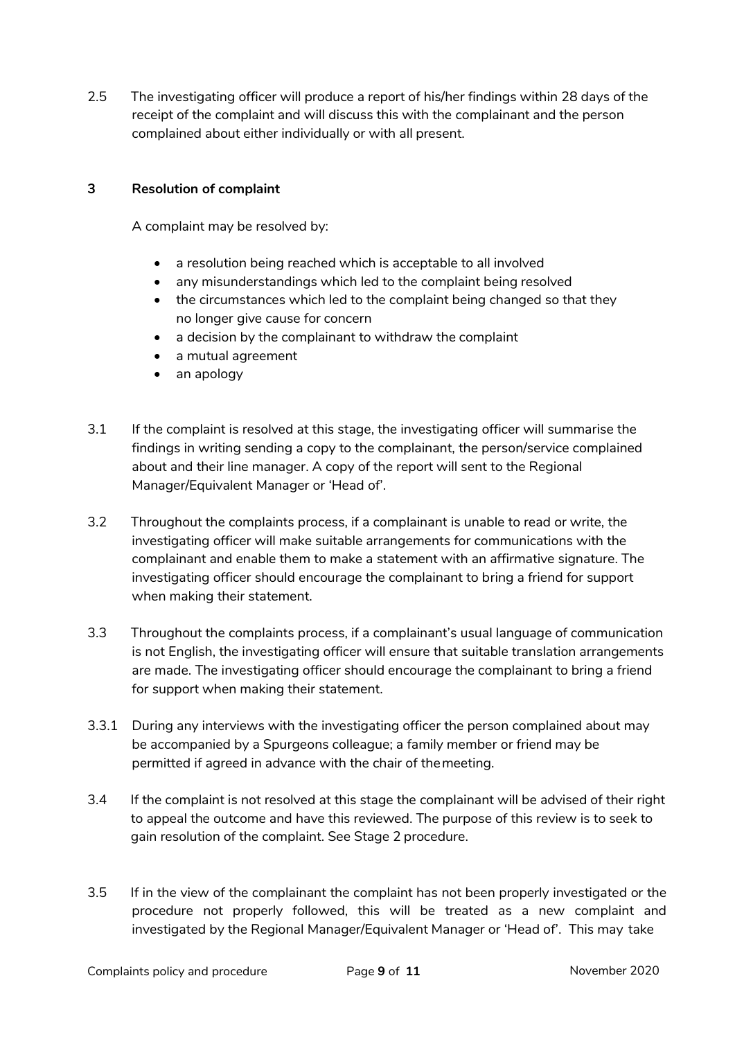2.5 The investigating officer will produce a report of his/her findings within 28 days of the receipt of the complaint and will discuss this with the complainant and the person complained about either individually or with all present.

**3 Resolution of complaint**

A complaint may be resolved by:

- a resolution being reached which is acceptable to all involved
- any misunderstandings which led to the complaint being resolved
- the circumstances which led to the complaint being changed so that they no longer give cause for concern
- a decision by the complainant to withdraw the complaint
- a mutual agreement
- an apology

3.1 If the complaint is resolved at this stage, the investigating officer will summarise the findings in writing sending a copy to the complainant, the person/service complained about and their line manager. A copy of the report will sent to the Regional Manager/Equivalent Manager or 'Head of'.

3.2 Throughout the complaints process, if a complainant is unable to read or write, the investigating officer will make suitable arrangements for communications with the complainant and enable them to make a statement with an affirmative signature. The investigating officer should encourage the complainant to bring a friend for support when making their statement.

3.3 Throughout the complaints process, if a complainant's usual language of communication is not English, the investigating officer will ensure that suitable translation arrangements are made. The investigating officer should encourage the complainant to bring a friend for support when making their statement.

3.3.1 During any interviews with the investigating officer the person complained about may be accompanied by a Spurgeons colleague; a family member or friend may be permitted if agreed in advance with the chair of the meeting.

3.4 If the complaint is not resolved at this stage the complainant will be advised of their right to appeal the outcome and have this reviewed. The purpose of this review is to seek to gain resolution of the complaint. See Stage 2 procedure.

3.5 If in the view of the complainant the complaint has not been properly investigated or the procedure not properly followed, this will be treated as a new complaint and investigated by the Regional Manager/Equivalent Manager or 'Head of'. This may take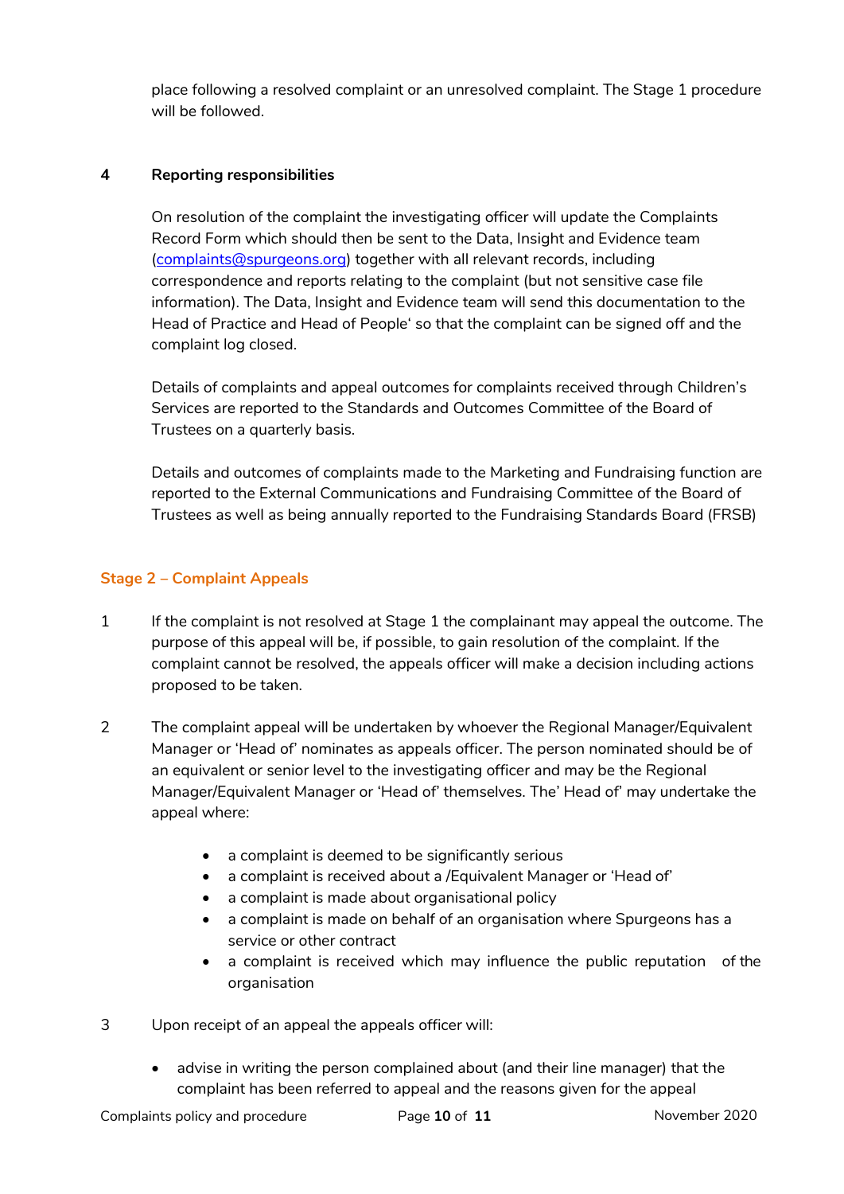place following a resolved complaint or an unresolved complaint. The Stage 1 procedure will be followed.

**4 Reporting responsibilities**

On resolution of the complaint the investigating officer will update the Complaints Record Form which should then be sent to the Data, Insight and Evidence team (complaints@spurgeons.org) together with all relevant records, including correspondence and reports relating to the complaint (but not sensitive case file information). The Data, Insight and Evidence team will send this documentation to the Head of Practice and Head of People' so that the complaint can be signed off and the complaint log closed.

Details of complaints and appeal outcomes for complaints received through Children's Services are reported to the Standards and Outcomes Committee of the Board of Trustees on a quarterly basis.

Details and outcomes of complaints made to the Marketing and Fundraising function are reported to the External Communications and Fundraising Committee of the Board of Trustees as well as being annually reported to the Fundraising Standards Board (FRSB)

## Stage 2 – Complaint Appeals

1 If the complaint is not resolved at Stage 1 the complainant may appeal the outcome. The purpose of this appeal will be, if possible, to gain resolution of the complaint. If the complaint cannot be resolved, the appeals officer will make a decision including actions proposed to be taken.

2 The complaint appeal will be undertaken by whoever the Regional Manager/Equivalent Manager or 'Head of' nominates as appeals officer. The person nominated should be of an equivalent or senior level to the investigating officer and may be the Regional Manager/Equivalent Manager or 'Head of' themselves. The' Head of' may undertake the appeal where:

- a complaint is deemed to be significantly serious
- a complaint is received about a /Equivalent Manager or 'Head of'
- a complaint is made about organisational policy
- a complaint is made on behalf of an organisation where Spurgeons has a service or other contract
- a complaint is received which may influence the public reputation of the organisation

3 Upon receipt of an appeal the appeals officer will:

- advise in writing the person complained about (and their line manager) that the complaint has been referred to appeal and the reasons given for the appeal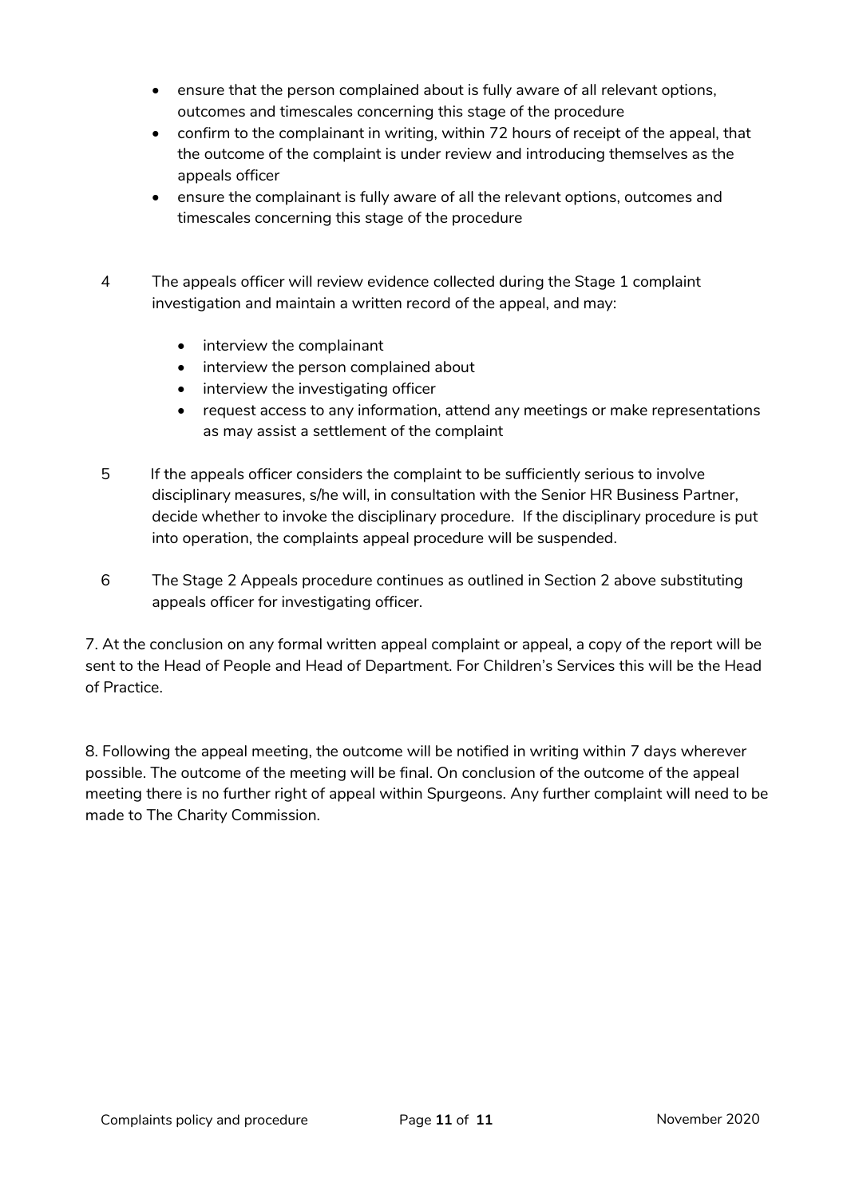- ensure that the person complained about is fully aware of all relevant options, outcomes and timescales concerning this stage of the procedure
- confirm to the complainant in writing, within 72 hours of receipt of the appeal, that the outcome of the complaint is under review and introducing themselves as the appeals officer
- ensure the complainant is fully aware of all the relevant options, outcomes and timescales concerning this stage of the procedure

4 The appeals officer will review evidence collected during the Stage 1 complaint investigation and maintain a written record of the appeal, and may:

- interview the complainant
- interview the person complained about
- interview the investigating officer
- request access to any information, attend any meetings or make representations as may assist a settlement of the complaint

5 If the appeals officer considers the complaint to be sufficiently serious to involve disciplinary measures, s/he will, in consultation with the Senior HR Business Partner, decide whether to invoke the disciplinary procedure. If the disciplinary procedure is put into operation, the complaints appeal procedure will be suspended.

6 The Stage 2 Appeals procedure continues as outlined in Section 2 above substituting appeals officer for investigating officer.

7. At the conclusion on any formal written appeal complaint or appeal, a copy of the report will be sent to the Head of People and Head of Department. For Children's Services this will be the Head of Practice.

8. Following the appeal meeting, the outcome will be notified in writing within 7 days wherever possible. The outcome of the meeting will be final. On conclusion of the outcome of the appeal meeting there is no further right of appeal within Spurgeons. Any further complaint will need to be made to The Charity Commission.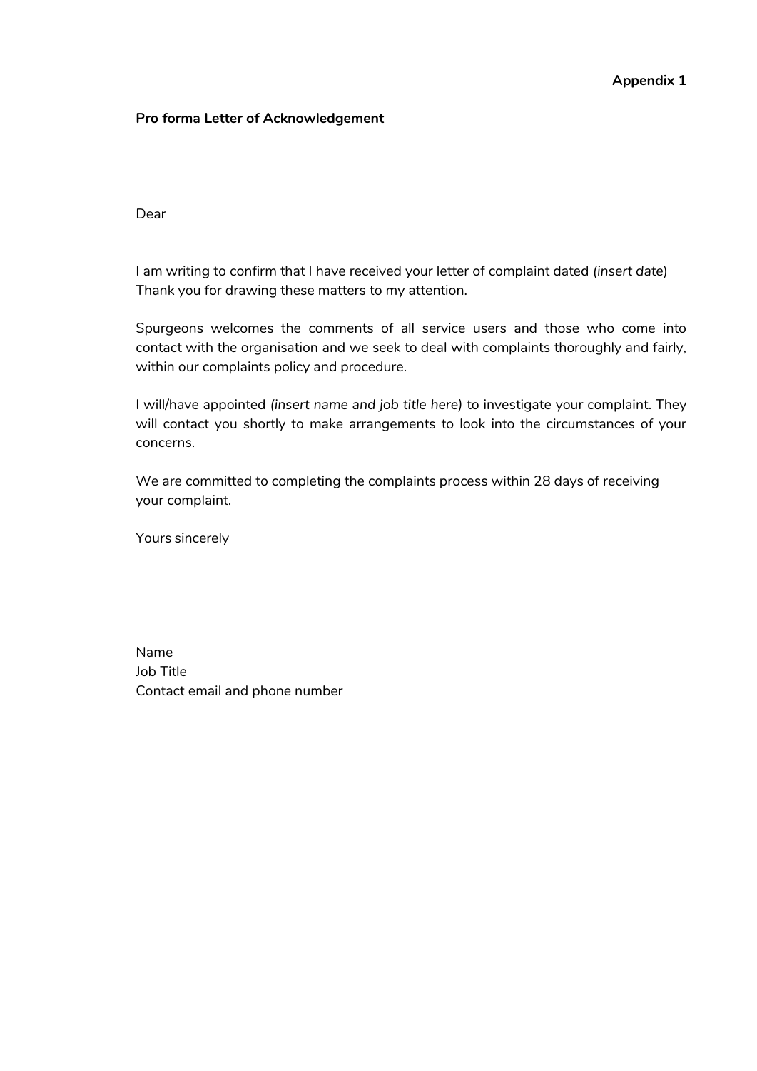**Appendix 1**

**Pro forma Letter of Acknowledgement**

Dear

I am writing to confirm that I have received your letter of complaint dated *(insert date*)
Thank you for drawing these matters to my attention.

Spurgeons welcomes the comments of all service users and those who come into contact with the organisation and we seek to deal with complaints thoroughly and fairly, within our complaints policy and procedure.

I will/have appointed *(insert name and job title here)* to investigate your complaint. They will contact you shortly to make arrangements to look into the circumstances of your concerns.

We are committed to completing the complaints process within 28 days of receiving your complaint.

Yours sincerely

Name
Job Title
Contact email and phone number